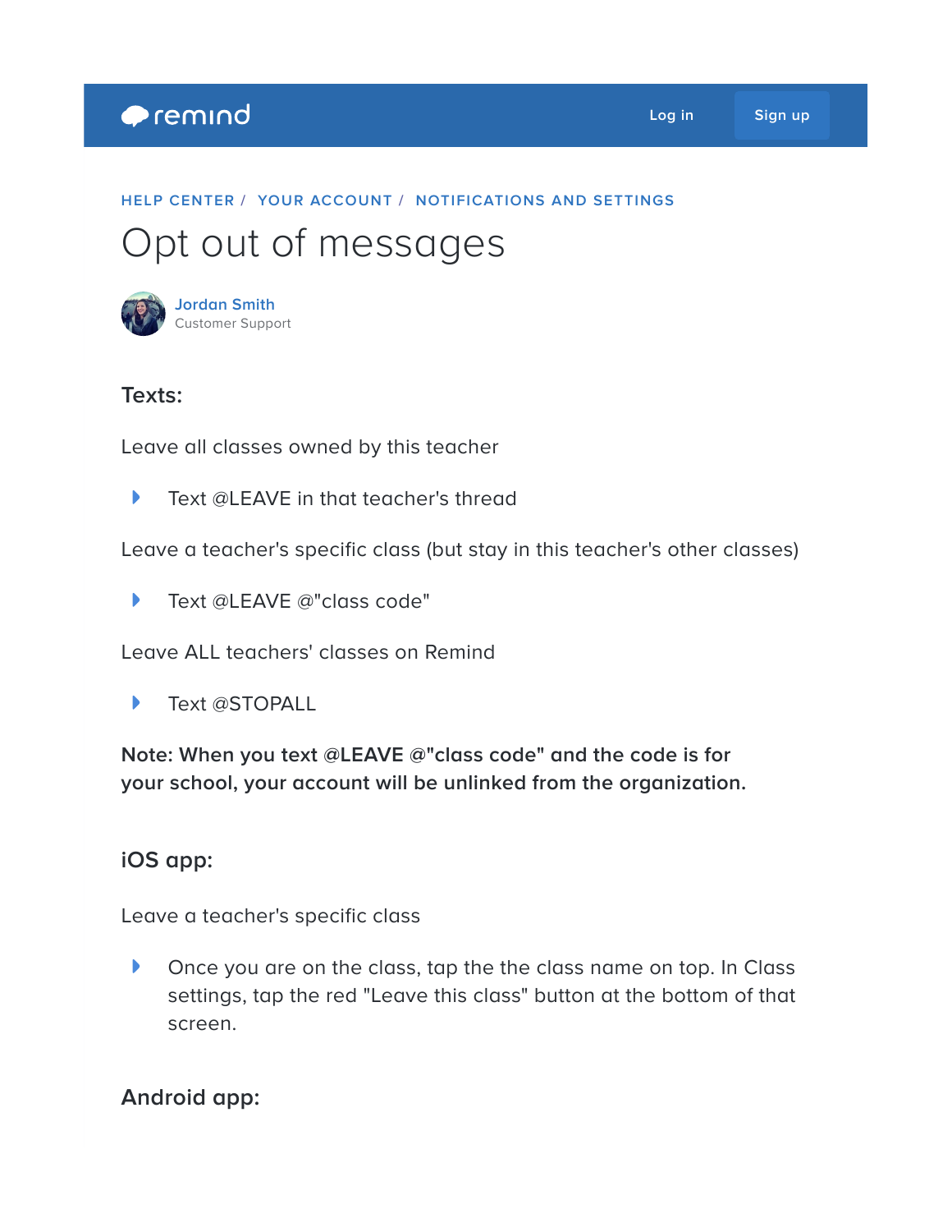remind

Log in | Sign up

HELP CENTER / YOUR ACCOUNT / NOTIFICATIONS AND SETTINGS

# Opt out of messages

Jordan Smith
Customer Support

### Texts:

Leave all classes owned by this teacher

- Text @LEAVE in that teacher's thread

Leave a teacher's specific class (but stay in this teacher's other classes)

- Text @LEAVE @"class code"

Leave ALL teachers' classes on Remind

- Text @STOPALL

**Note: When you text @LEAVE @"class code" and the code is for your school, your account will be unlinked from the organization.**

### iOS app:

Leave a teacher's specific class

- Once you are on the class, tap the the class name on top. In Class settings, tap the red "Leave this class" button at the bottom of that screen.

### Android app: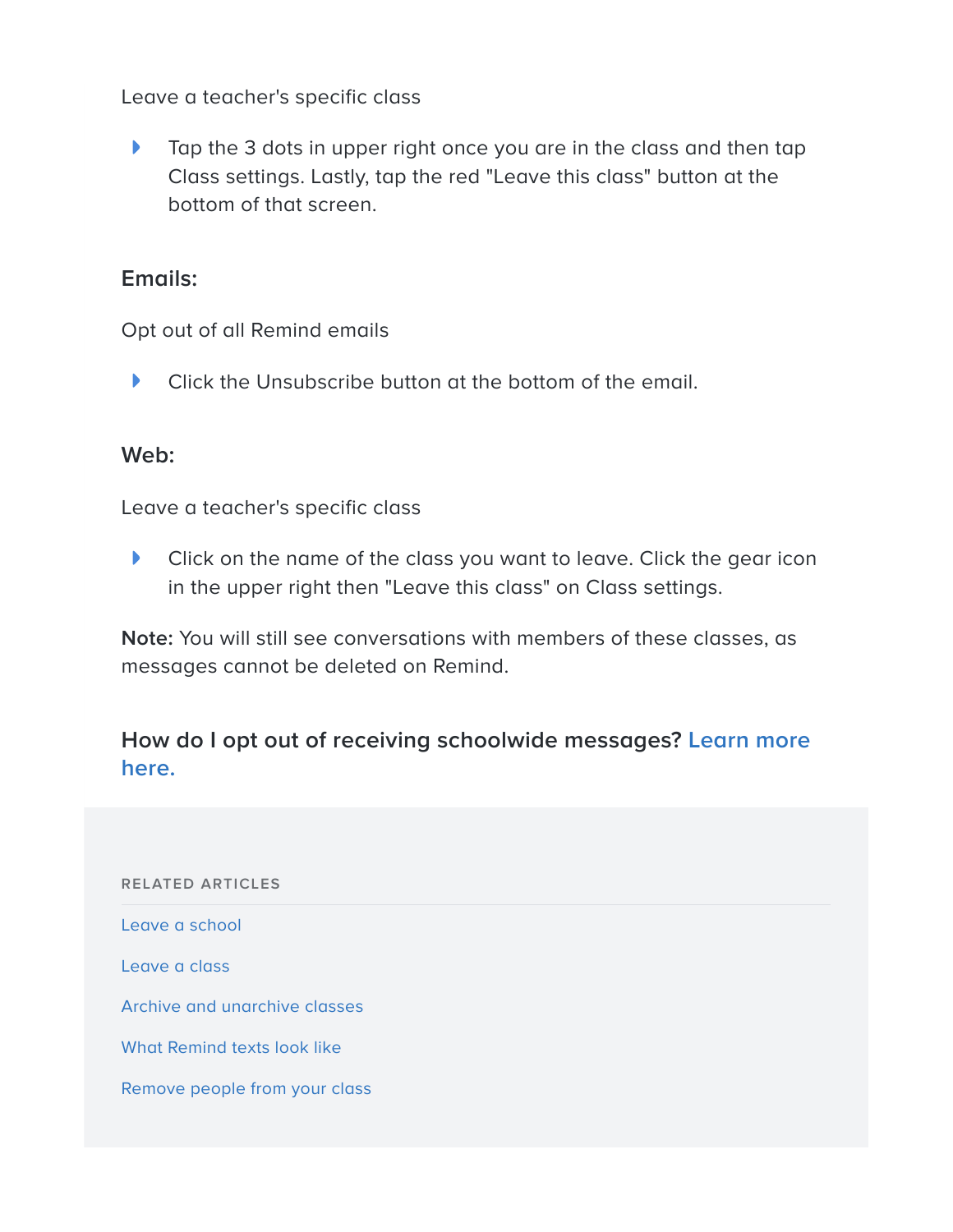Leave a teacher's specific class

- Tap the 3 dots in upper right once you are in the class and then tap Class settings. Lastly, tap the red "Leave this class" button at the bottom of that screen.

### Emails:

Opt out of all Remind emails

- Click the Unsubscribe button at the bottom of the email.

### Web:

Leave a teacher's specific class

- Click on the name of the class you want to leave. Click the gear icon in the upper right then "Leave this class" on Class settings.

**Note:** You will still see conversations with members of these classes, as messages cannot be deleted on Remind.

### How do I opt out of receiving schoolwide messages? Learn more here.

RELATED ARTICLES

- Leave a school
- Leave a class
- Archive and unarchive classes
- What Remind texts look like
- Remove people from your class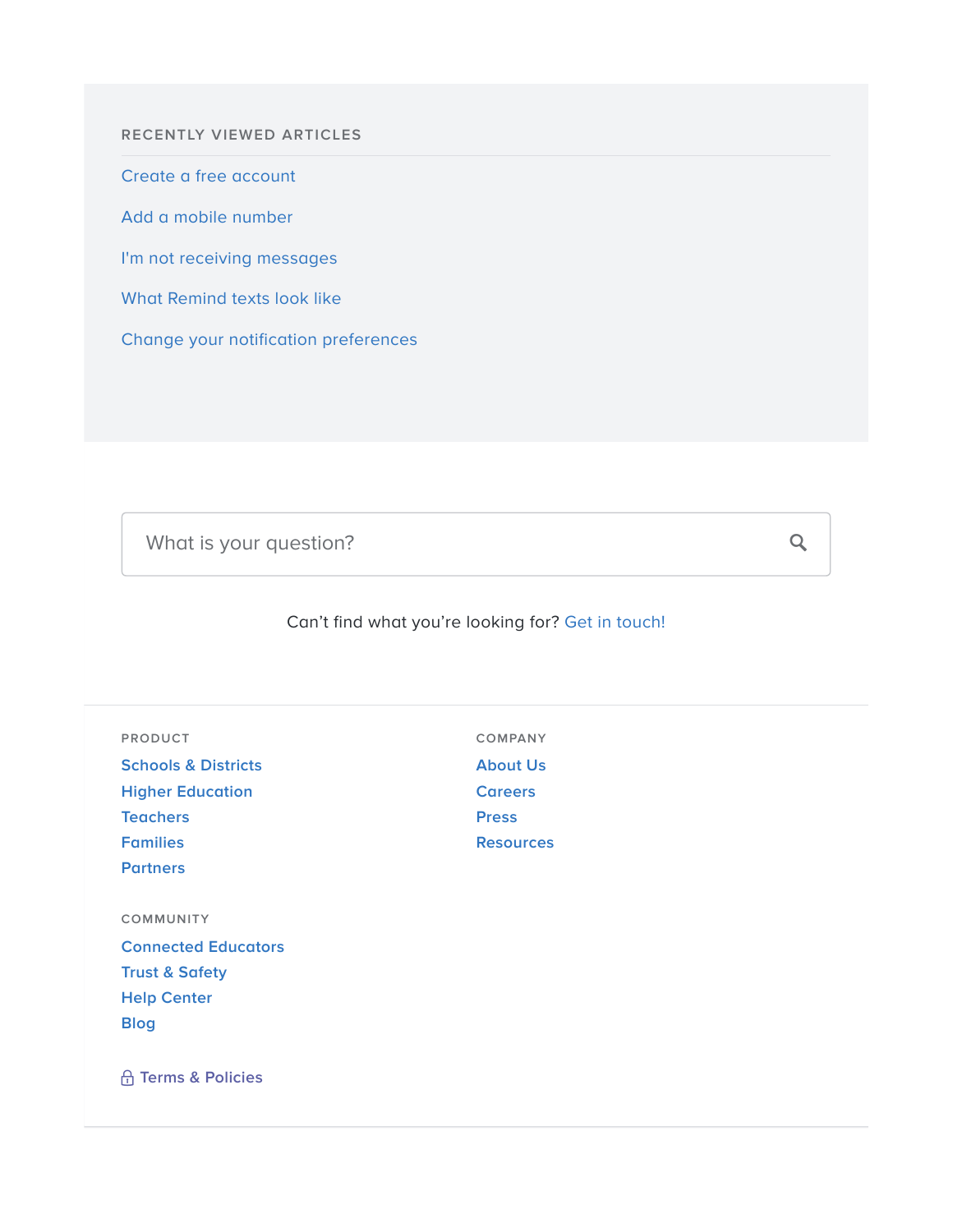## RECENTLY VIEWED ARTICLES

- Create a free account
- Add a mobile number
- I'm not receiving messages
- What Remind texts look like
- Change your notification preferences

What is your question?

Can't find what you're looking for? Get in touch!

PRODUCT

- Schools & Districts
- Higher Education
- Teachers
- Families
- Partners

COMPANY

- About Us
- Careers
- Press
- Resources

COMMUNITY

- Connected Educators
- Trust & Safety
- Help Center
- Blog

Terms & Policies